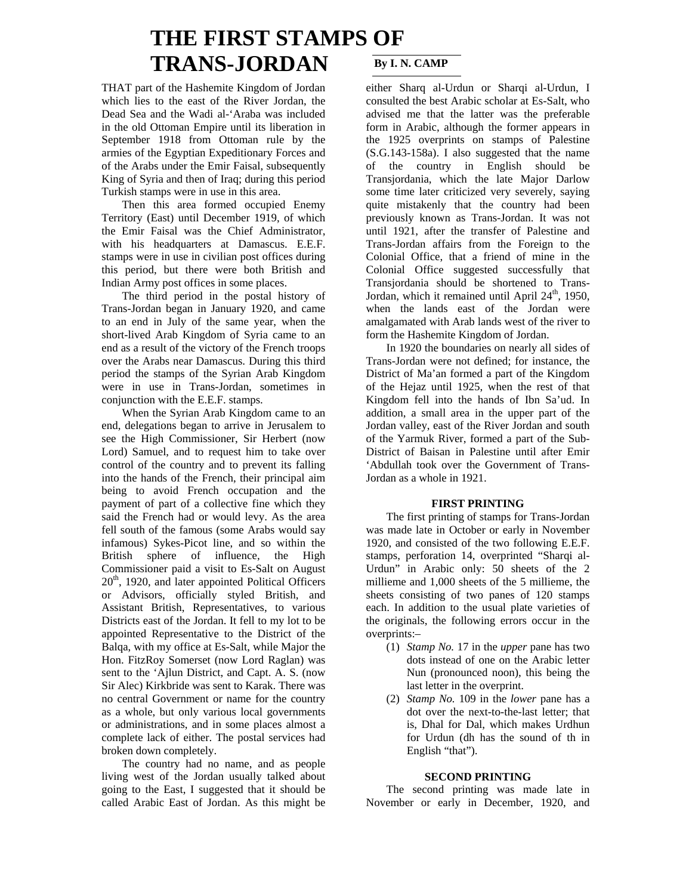# THE FIRST STAMPS OF TRANS-JORDAN

**By I. N. CAMP**

THAT part of the Hashemite Kingdom of Jordan which lies to the east of the River Jordan, the Dead Sea and the Wadi al-'Araba was included in the old Ottoman Empire until its liberation in September 1918 from Ottoman rule by the armies of the Egyptian Expeditionary Forces and of the Arabs under the Emir Faisal, subsequently King of Syria and then of Iraq; during this period Turkish stamps were in use in this area.

Then this area formed occupied Enemy Territory (East) until December 1919, of which the Emir Faisal was the Chief Administrator, with his headquarters at Damascus. E.E.F. stamps were in use in civilian post offices during this period, but there were both British and Indian Army post offices in some places.

The third period in the postal history of Trans-Jordan began in January 1920, and came to an end in July of the same year, when the short-lived Arab Kingdom of Syria came to an end as a result of the victory of the French troops over the Arabs near Damascus. During this third period the stamps of the Syrian Arab Kingdom were in use in Trans-Jordan, sometimes in conjunction with the E.E.F. stamps.

When the Syrian Arab Kingdom came to an end, delegations began to arrive in Jerusalem to see the High Commissioner, Sir Herbert (now Lord) Samuel, and to request him to take over control of the country and to prevent its falling into the hands of the French, their principal aim being to avoid French occupation and the payment of part of a collective fine which they said the French had or would levy. As the area fell south of the famous (some Arabs would say infamous) Sykes-Picot line, and so within the British sphere of influence, the High Commissioner paid a visit to Es-Salt on August 20th, 1920, and later appointed Political Officers or Advisors, officially styled British, and Assistant British, Representatives, to various Districts east of the Jordan. It fell to my lot to be appointed Representative to the District of the Balqa, with my office at Es-Salt, while Major the Hon. FitzRoy Somerset (now Lord Raglan) was sent to the 'Ajlun District, and Capt. A. S. (now Sir Alec) Kirkbride was sent to Karak. There was no central Government or name for the country as a whole, but only various local governments or administrations, and in some places almost a complete lack of either. The postal services had broken down completely.

The country had no name, and as people living west of the Jordan usually talked about going to the East, I suggested that it should be called Arabic East of Jordan. As this might be either Sharq al-Urdun or Sharqi al-Urdun, I consulted the best Arabic scholar at Es-Salt, who advised me that the latter was the preferable form in Arabic, although the former appears in the 1925 overprints on stamps of Palestine (S.G.143-158a). I also suggested that the name of the country in English should be Transjordania, which the late Major Darlow some time later criticized very severely, saying quite mistakenly that the country had been previously known as Trans-Jordan. It was not until 1921, after the transfer of Palestine and Trans-Jordan affairs from the Foreign to the Colonial Office, that a friend of mine in the Colonial Office suggested successfully that Transjordania should be shortened to Trans-Jordan, which it remained until April 24th, 1950, when the lands east of the Jordan were amalgamated with Arab lands west of the river to form the Hashemite Kingdom of Jordan.

In 1920 the boundaries on nearly all sides of Trans-Jordan were not defined; for instance, the District of Ma'an formed a part of the Kingdom of the Hejaz until 1925, when the rest of that Kingdom fell into the hands of Ibn Sa'ud. In addition, a small area in the upper part of the Jordan valley, east of the River Jordan and south of the Yarmuk River, formed a part of the Sub-District of Baisan in Palestine until after Emir 'Abdullah took over the Government of Trans-Jordan as a whole in 1921.

## FIRST PRINTING

The first printing of stamps for Trans-Jordan was made late in October or early in November 1920, and consisted of the two following E.E.F. stamps, perforation 14, overprinted "Sharqi al-Urdun" in Arabic only: 50 sheets of the 2 millieme and 1,000 sheets of the 5 millieme, the sheets consisting of two panes of 120 stamps each. In addition to the usual plate varieties of the originals, the following errors occur in the overprints:–

1. *Stamp No.* 17 in the *upper* pane has two dots instead of one on the Arabic letter Nun (pronounced noon), this being the last letter in the overprint.
2. *Stamp No.* 109 in the *lower* pane has a dot over the next-to-the-last letter; that is, Dhal for Dal, which makes Urdhun for Urdun (dh has the sound of th in English "that").

## SECOND PRINTING

The second printing was made late in November or early in December, 1920, and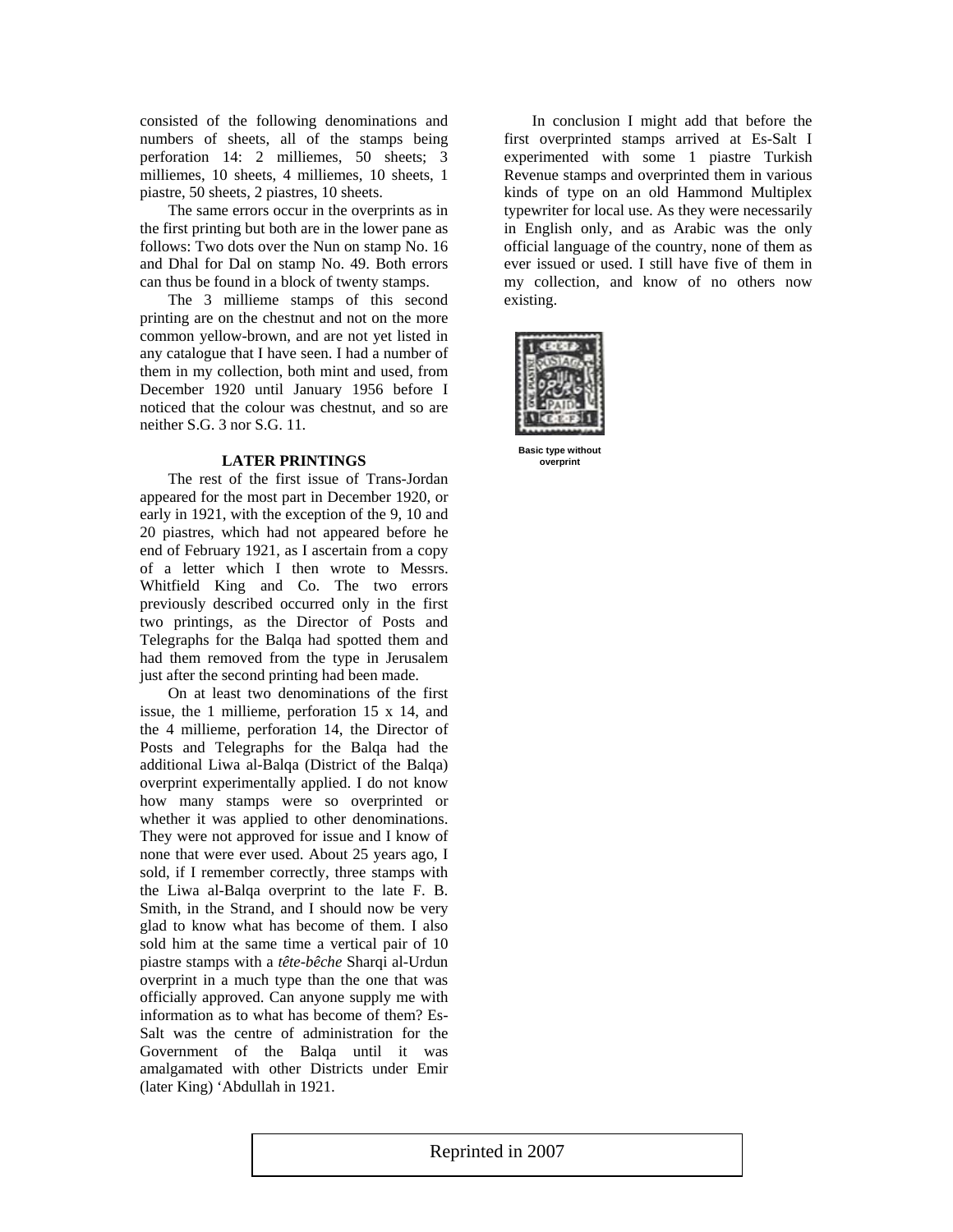consisted of the following denominations and numbers of sheets, all of the stamps being perforation 14: 2 milliemes, 50 sheets; 3 milliemes, 10 sheets, 4 milliemes, 10 sheets, 1 piastre, 50 sheets, 2 piastres, 10 sheets.

The same errors occur in the overprints as in the first printing but both are in the lower pane as follows: Two dots over the Nun on stamp No. 16 and Dhal for Dal on stamp No. 49. Both errors can thus be found in a block of twenty stamps.

The 3 millieme stamps of this second printing are on the chestnut and not on the more common yellow-brown, and are not yet listed in any catalogue that I have seen. I had a number of them in my collection, both mint and used, from December 1920 until January 1956 before I noticed that the colour was chestnut, and so are neither S.G. 3 nor S.G. 11.

## LATER PRINTINGS

The rest of the first issue of Trans-Jordan appeared for the most part in December 1920, or early in 1921, with the exception of the 9, 10 and 20 piastres, which had not appeared before he end of February 1921, as I ascertain from a copy of a letter which I then wrote to Messrs. Whitfield King and Co. The two errors previously described occurred only in the first two printings, as the Director of Posts and Telegraphs for the Balqa had spotted them and had them removed from the type in Jerusalem just after the second printing had been made.

On at least two denominations of the first issue, the 1 millieme, perforation 15 x 14, and the 4 millieme, perforation 14, the Director of Posts and Telegraphs for the Balqa had the additional Liwa al-Balqa (District of the Balqa) overprint experimentally applied. I do not know how many stamps were so overprinted or whether it was applied to other denominations. They were not approved for issue and I know of none that were ever used. About 25 years ago, I sold, if I remember correctly, three stamps with the Liwa al-Balqa overprint to the late F. B. Smith, in the Strand, and I should now be very glad to know what has become of them. I also sold him at the same time a vertical pair of 10 piastre stamps with a *tête-bêche* Sharqi al-Urdun overprint in a much type than the one that was officially approved. Can anyone supply me with information as to what has become of them? Es-Salt was the centre of administration for the Government of the Balqa until it was amalgamated with other Districts under Emir (later King) ‘Abdullah in 1921.

In conclusion I might add that before the first overprinted stamps arrived at Es-Salt I experimented with some 1 piastre Turkish Revenue stamps and overprinted them in various kinds of type on an old Hammond Multiplex typewriter for local use. As they were necessarily in English only, and as Arabic was the only official language of the country, none of them as ever issued or used. I still have five of them in my collection, and know of no others now existing.

**Basic type without overprint**

Reprinted in 2007